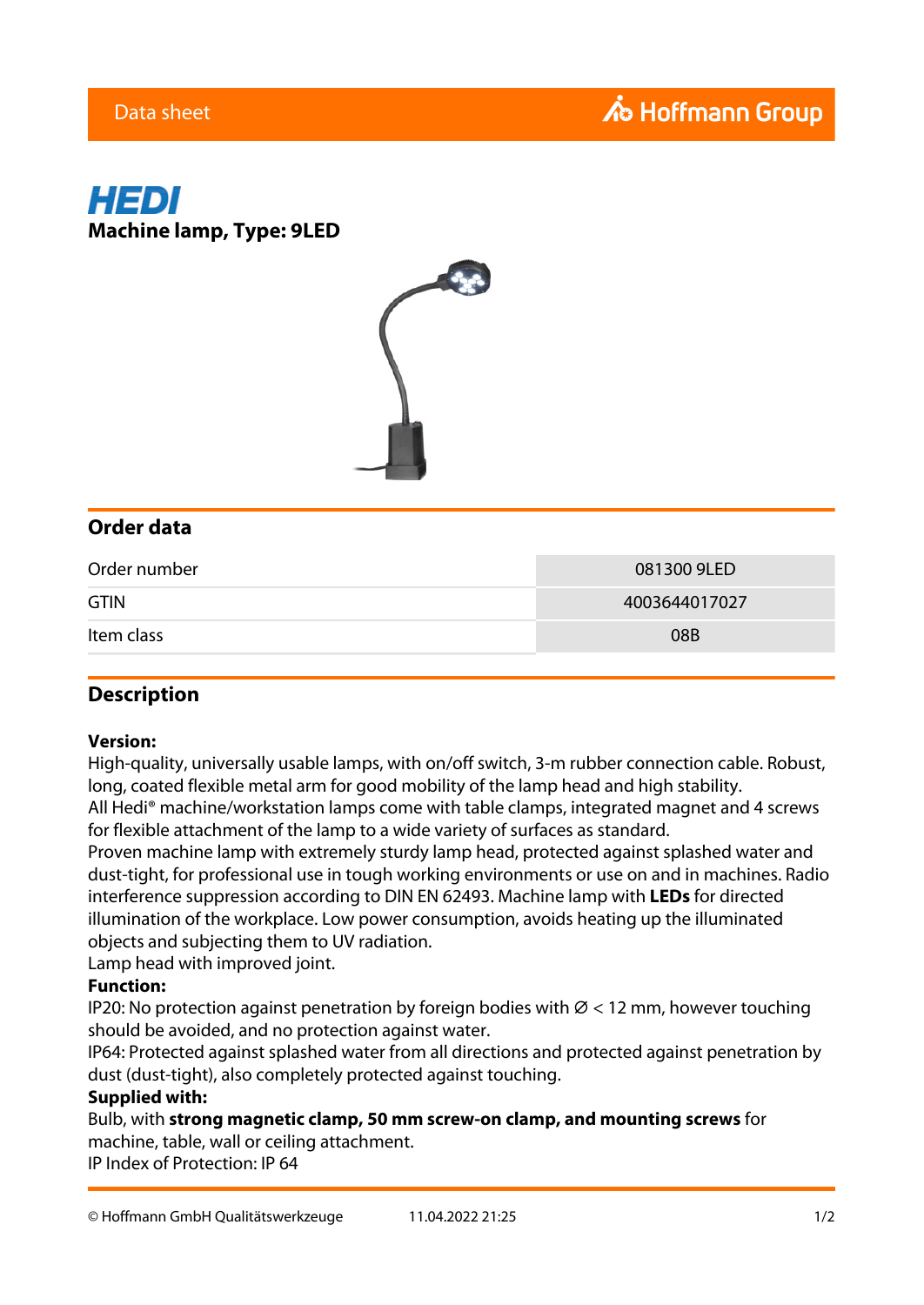Data sheet

Hoffmann Group

# HEDI

## Machine lamp, Type: 9LED

## Order data

| Order number | 081300 9LED |
|---|---|
| GTIN | 4003644017027 |
| Item class | 08B |

## Description

**Version:**
High-quality, universally usable lamps, with on/off switch, 3-m rubber connection cable. Robust, long, coated flexible metal arm for good mobility of the lamp head and high stability.
All Hedi® machine/workstation lamps come with table clamps, integrated magnet and 4 screws for flexible attachment of the lamp to a wide variety of surfaces as standard.
Proven machine lamp with extremely sturdy lamp head, protected against splashed water and dust-tight, for professional use in tough working environments or use on and in machines. Radio interference suppression according to DIN EN 62493. Machine lamp with **LEDs** for directed illumination of the workplace. Low power consumption, avoids heating up the illuminated objects and subjecting them to UV radiation.
Lamp head with improved joint.
**Function:**
IP20: No protection against penetration by foreign bodies with Ø < 12 mm, however touching should be avoided, and no protection against water.
IP64: Protected against splashed water from all directions and protected against penetration by dust (dust-tight), also completely protected against touching.
**Supplied with:**
Bulb, with **strong magnetic clamp, 50 mm screw-on clamp, and mounting screws** for machine, table, wall or ceiling attachment.
IP Index of Protection: IP 64

© Hoffmann GmbH Qualitätswerkzeuge 11.04.2022 21:25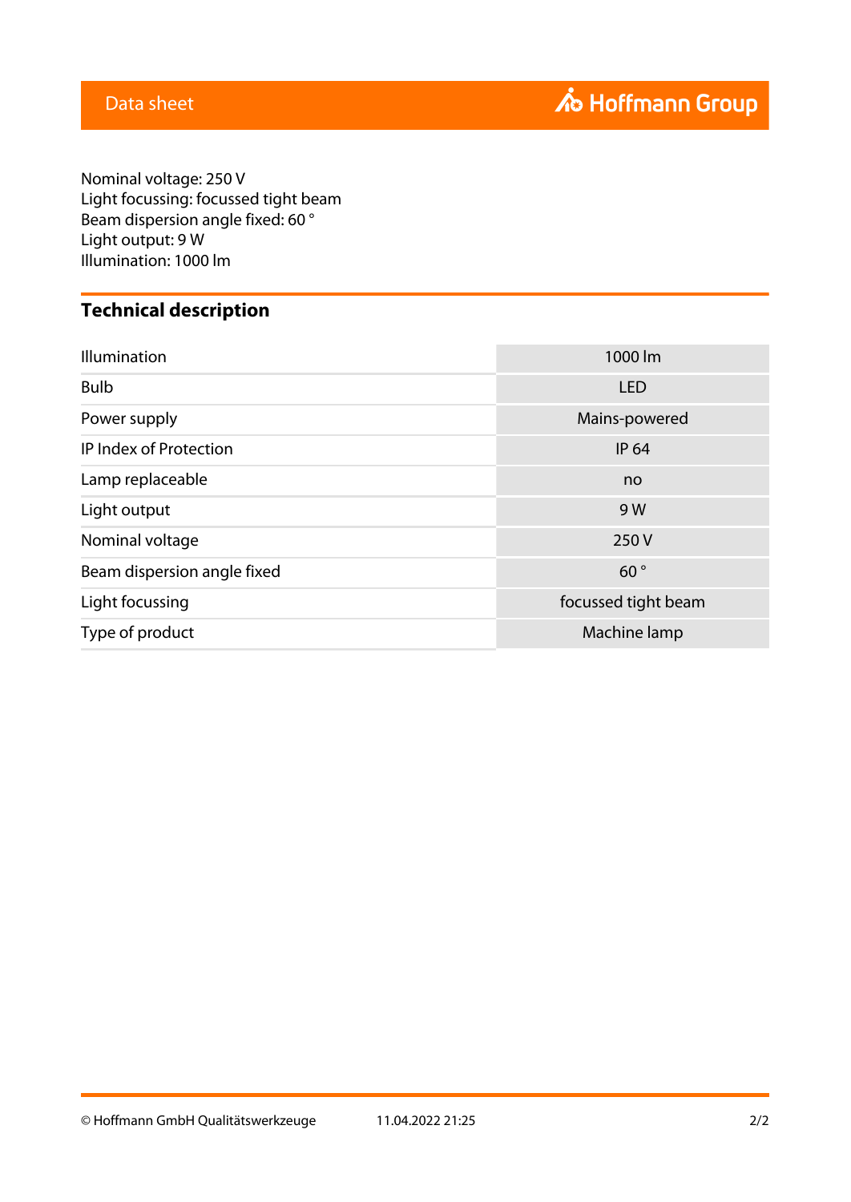Nominal voltage: 250 V
Light focussing: focussed tight beam
Beam dispersion angle fixed: 60 °
Light output: 9 W
Illumination: 1000 lm

## Technical description

| | |
|---|---|
| Illumination | 1000 lm |
| Bulb | LED |
| Power supply | Mains-powered |
| IP Index of Protection | IP 64 |
| Lamp replaceable | no |
| Light output | 9 W |
| Nominal voltage | 250 V |
| Beam dispersion angle fixed | 60 ° |
| Light focussing | focussed tight beam |
| Type of product | Machine lamp |